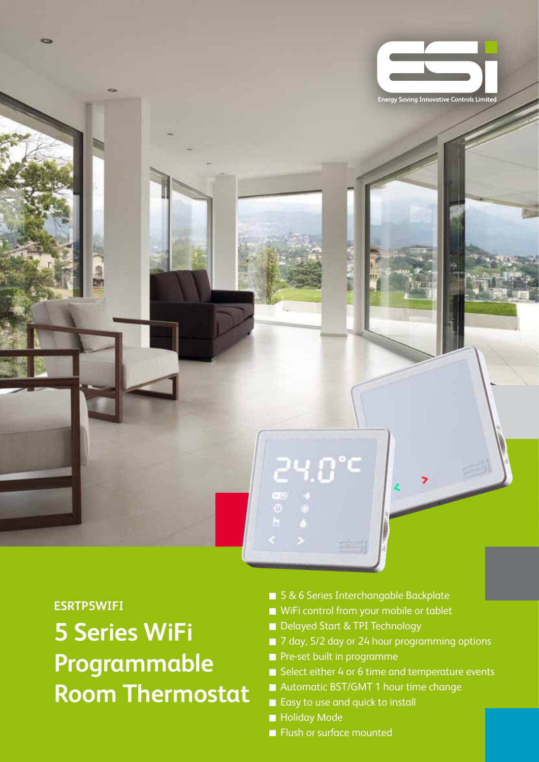Energy Saving Innovative Controls Limited

ESRTP5WIFI

# 5 Series WiFi Programmable Room Thermostat

- 5 & 6 Series Interchangable Backplate
- WiFi control from your mobile or tablet
- Delayed Start & TPI Technology
- 7 day, 5/2 day or 24 hour programming options
- Pre-set built in programme
- Select either 4 or 6 time and temperature events
- Automatic BST/GMT 1 hour time change
- Easy to use and quick to install
- Holiday Mode
- Flush or surface mounted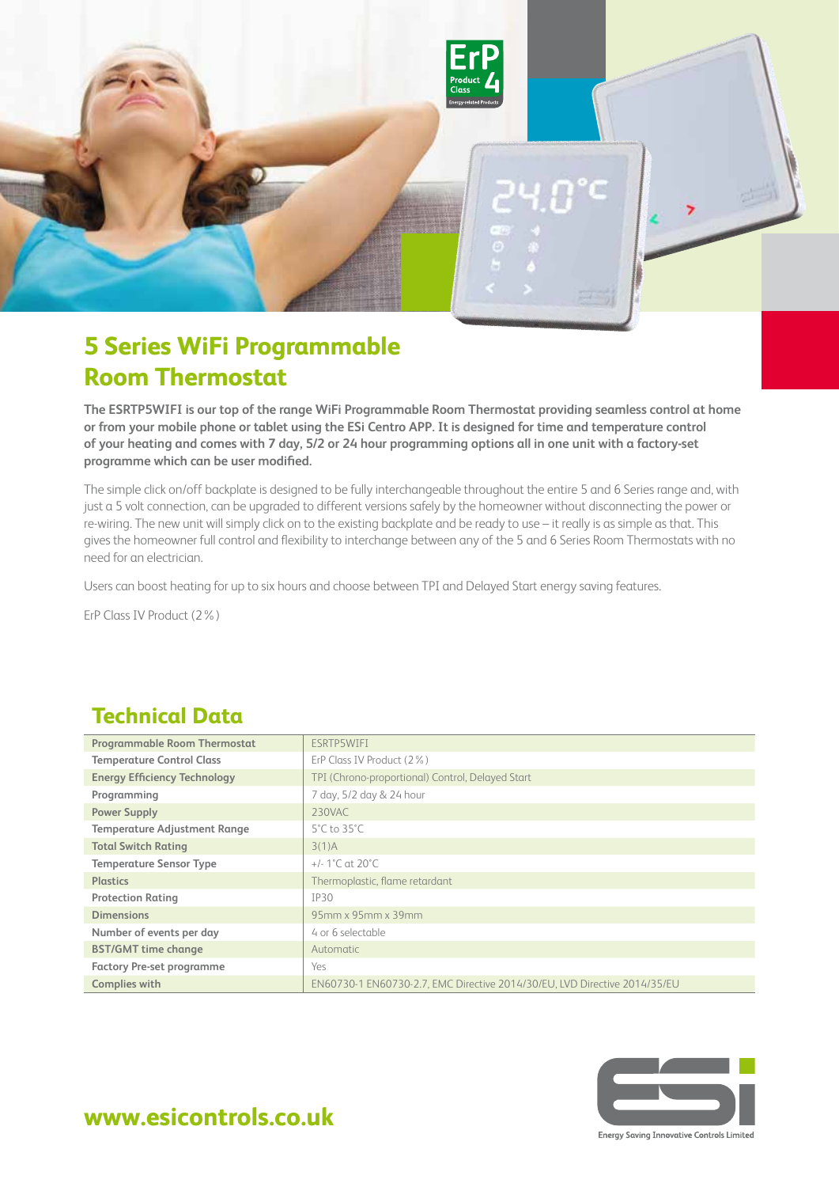# 5 Series WiFi Programmable Room Thermostat

**The ESRTP5WIFI is our top of the range WiFi Programmable Room Thermostat providing seamless control at home or from your mobile phone or tablet using the ESi Centro APP. It is designed for time and temperature control of your heating and comes with 7 day, 5/2 or 24 hour programming options all in one unit with a factory-set programme which can be user modified.**

The simple click on/off backplate is designed to be fully interchangeable throughout the entire 5 and 6 Series range and, with just a 5 volt connection, can be upgraded to different versions safely by the homeowner without disconnecting the power or re-wiring. The new unit will simply click on to the existing backplate and be ready to use – it really is as simple as that. This gives the homeowner full control and flexibility to interchange between any of the 5 and 6 Series Room Thermostats with no need for an electrician.

Users can boost heating for up to six hours and choose between TPI and Delayed Start energy saving features.

ErP Class IV Product (2%)

## Technical Data

| | |
|---|---|
| **Programmable Room Thermostat** | ESRTP5WIFI |
| **Temperature Control Class** | ErP Class IV Product (2%) |
| **Energy Efficiency Technology** | TPI (Chrono-proportional) Control, Delayed Start |
| **Programming** | 7 day, 5/2 day & 24 hour |
| **Power Supply** | 230VAC |
| **Temperature Adjustment Range** | 5°C to 35°C |
| **Total Switch Rating** | 3(1)A |
| **Temperature Sensor Type** | +/- 1°C at 20°C |
| **Plastics** | Thermoplastic, flame retardant |
| **Protection Rating** | IP30 |
| **Dimensions** | 95mm x 95mm x 39mm |
| **Number of events per day** | 4 or 6 selectable |
| **BST/GMT time change** | Automatic |
| **Factory Pre-set programme** | Yes |
| **Complies with** | EN60730-1 EN60730-2.7, EMC Directive 2014/30/EU, LVD Directive 2014/35/EU |

**www.esicontrols.co.uk**

Energy Saving Innovative Controls Limited